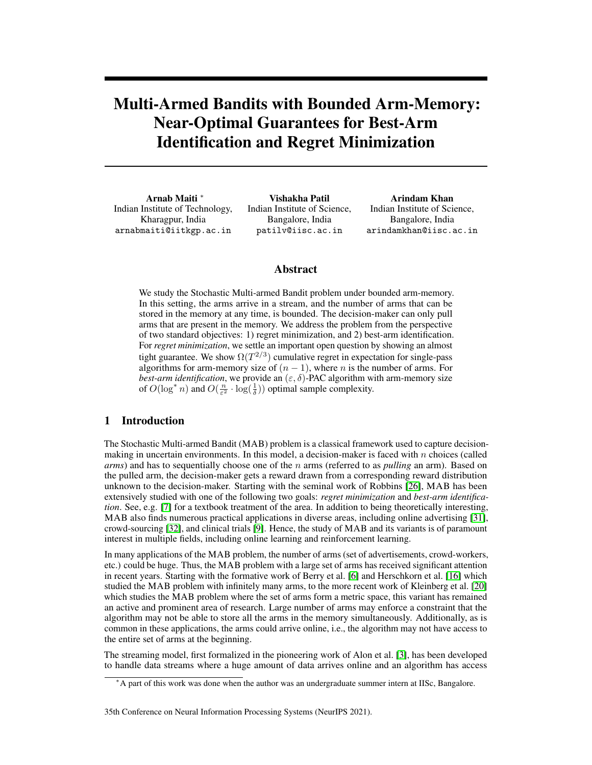# Multi-Armed Bandits with Bounded Arm-Memory: Near-Optimal Guarantees for Best-Arm Identification and Regret Minimization

**Arnab Maiti** [*]
Indian Institute of Technology, Kharagpur, India
arnabmaiti@iitkgp.ac.in

**Vishakha Patil**
Indian Institute of Science, Bangalore, India
patilv@iisc.ac.in

**Arindam Khan**
Indian Institute of Science, Bangalore, India
arindamkhan@iisc.ac.in

## Abstract

We study the Stochastic Multi-armed Bandit problem under bounded arm-memory. In this setting, the arms arrive in a stream, and the number of arms that can be stored in the memory at any time, is bounded. The decision-maker can only pull arms that are present in the memory. We address the problem from the perspective of two standard objectives: 1) regret minimization, and 2) best-arm identification. For *regret minimization*, we settle an important open question by showing an almost tight guarantee. We show $\Omega(T^{2/3})$ cumulative regret in expectation for single-pass algorithms for arm-memory size of $(n-1)$, where $n$ is the number of arms. For *best-arm identification*, we provide an $(\varepsilon, \delta)$-PAC algorithm with arm-memory size of $O(\log^* n)$ and $O(\frac{n}{\varepsilon^2} \cdot \log(\frac{1}{\delta}))$ optimal sample complexity.

## 1 Introduction

The Stochastic Multi-armed Bandit (MAB) problem is a classical framework used to capture decision-making in uncertain environments. In this model, a decision-maker is faced with $n$ choices (called *arms*) and has to sequentially choose one of the $n$ arms (referred to as *pulling* an arm). Based on the pulled arm, the decision-maker gets a reward drawn from a corresponding reward distribution unknown to the decision-maker. Starting with the seminal work of Robbins [26], MAB has been extensively studied with one of the following two goals: *regret minimization* and *best-arm identification*. See, e.g. [7] for a textbook treatment of the area. In addition to being theoretically interesting, MAB also finds numerous practical applications in diverse areas, including online advertising [31], crowd-sourcing [32], and clinical trials [9]. Hence, the study of MAB and its variants is of paramount interest in multiple fields, including online learning and reinforcement learning.

In many applications of the MAB problem, the number of arms (set of advertisements, crowd-workers, etc.) could be huge. Thus, the MAB problem with a large set of arms has received significant attention in recent years. Starting with the formative work of Berry et al. [6] and Herschkorn et al. [16] which studied the MAB problem with infinitely many arms, to the more recent work of Kleinberg et al. [20] which studies the MAB problem where the set of arms form a metric space, this variant has remained an active and prominent area of research. Large number of arms may enforce a constraint that the algorithm may not be able to store all the arms in the memory simultaneously. Additionally, as is common in these applications, the arms could arrive online, i.e., the algorithm may not have access to the entire set of arms at the beginning.

The streaming model, first formalized in the pioneering work of Alon et al. [3], has been developed to handle data streams where a huge amount of data arrives online and an algorithm has access

[*] A part of this work was done when the author was an undergraduate summer intern at IISc, Bangalore.

35th Conference on Neural Information Processing Systems (NeurIPS 2021).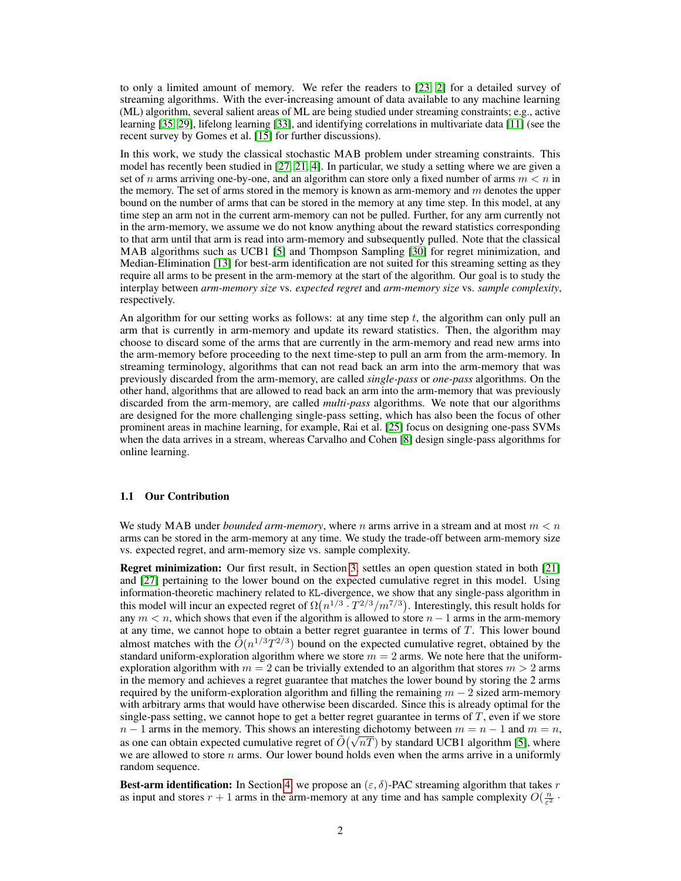to only a limited amount of memory. We refer the readers to [23, 2] for a detailed survey of streaming algorithms. With the ever-increasing amount of data available to any machine learning (ML) algorithm, several salient areas of ML are being studied under streaming constraints; e.g., active learning [35, 29], lifelong learning [33], and identifying correlations in multivariate data [11] (see the recent survey by Gomes et al. [15] for further discussions).

In this work, we study the classical stochastic MAB problem under streaming constraints. This model has recently been studied in [27, 21, 4]. In particular, we study a setting where we are given a set of $n$ arms arriving one-by-one, and an algorithm can store only a fixed number of arms $m < n$ in the memory. The set of arms stored in the memory is known as arm-memory and $m$ denotes the upper bound on the number of arms that can be stored in the memory at any time step. In this model, at any time step an arm not in the current arm-memory can not be pulled. Further, for any arm currently not in the arm-memory, we assume we do not know anything about the reward statistics corresponding to that arm until that arm is read into arm-memory and subsequently pulled. Note that the classical MAB algorithms such as UCB1 [5] and Thompson Sampling [30] for regret minimization, and Median-Elimination [13] for best-arm identification are not suited for this streaming setting as they require all arms to be present in the arm-memory at the start of the algorithm. Our goal is to study the interplay between *arm-memory size* vs. *expected regret* and *arm-memory size* vs. *sample complexity*, respectively.

An algorithm for our setting works as follows: at any time step $t$, the algorithm can only pull an arm that is currently in arm-memory and update its reward statistics. Then, the algorithm may choose to discard some of the arms that are currently in the arm-memory and read new arms into the arm-memory before proceeding to the next time-step to pull an arm from the arm-memory. In streaming terminology, algorithms that can not read back an arm into the arm-memory that was previously discarded from the arm-memory, are called *single-pass* or *one-pass* algorithms. On the other hand, algorithms that are allowed to read back an arm into the arm-memory that was previously discarded from the arm-memory, are called *multi-pass* algorithms. We note that our algorithms are designed for the more challenging single-pass setting, which has also been the focus of other prominent areas in machine learning, for example, Rai et al. [25] focus on designing one-pass SVMs when the data arrives in a stream, whereas Carvalho and Cohen [8] design single-pass algorithms for online learning.

### 1.1 Our Contribution

We study MAB under *bounded arm-memory*, where $n$ arms arrive in a stream and at most $m < n$ arms can be stored in the arm-memory at any time. We study the trade-off between arm-memory size vs. expected regret, and arm-memory size vs. sample complexity.

**Regret minimization:** Our first result, in Section 3, settles an open question stated in both [21] and [27] pertaining to the lower bound on the expected cumulative regret in this model. Using information-theoretic machinery related to KL-divergence, we show that any single-pass algorithm in this model will incur an expected regret of $\Omega\big(n^{1/3} \cdot T^{2/3}/m^{7/3}\big)$. Interestingly, this result holds for any $m < n$, which shows that even if the algorithm is allowed to store $n-1$ arms in the arm-memory at any time, we cannot hope to obtain a better regret guarantee in terms of $T$. This lower bound almost matches with the $\tilde{O}(n^{1/3}T^{2/3})$ bound on the expected cumulative regret, obtained by the standard uniform-exploration algorithm where we store $m = 2$ arms. We note here that the uniform-exploration algorithm with $m = 2$ can be trivially extended to an algorithm that stores $m > 2$ arms in the memory and achieves a regret guarantee that matches the lower bound by storing the 2 arms required by the uniform-exploration algorithm and filling the remaining $m - 2$ sized arm-memory with arbitrary arms that would have otherwise been discarded. Since this is already optimal for the single-pass setting, we cannot hope to get a better regret guarantee in terms of $T$, even if we store $n - 1$ arms in the memory. This shows an interesting dichotomy between $m = n - 1$ and $m = n$, as one can obtain expected cumulative regret of $\tilde{O}\big(\sqrt{nT}\big)$ by standard UCB1 algorithm [5], where we are allowed to store $n$ arms. Our lower bound holds even when the arms arrive in a uniformly random sequence.

**Best-arm identification:** In Section 4, we propose an $(\varepsilon, \delta)$-PAC streaming algorithm that takes $r$ as input and stores $r + 1$ arms in the arm-memory at any time and has sample complexity $O(\frac{n}{\varepsilon^2} \cdot$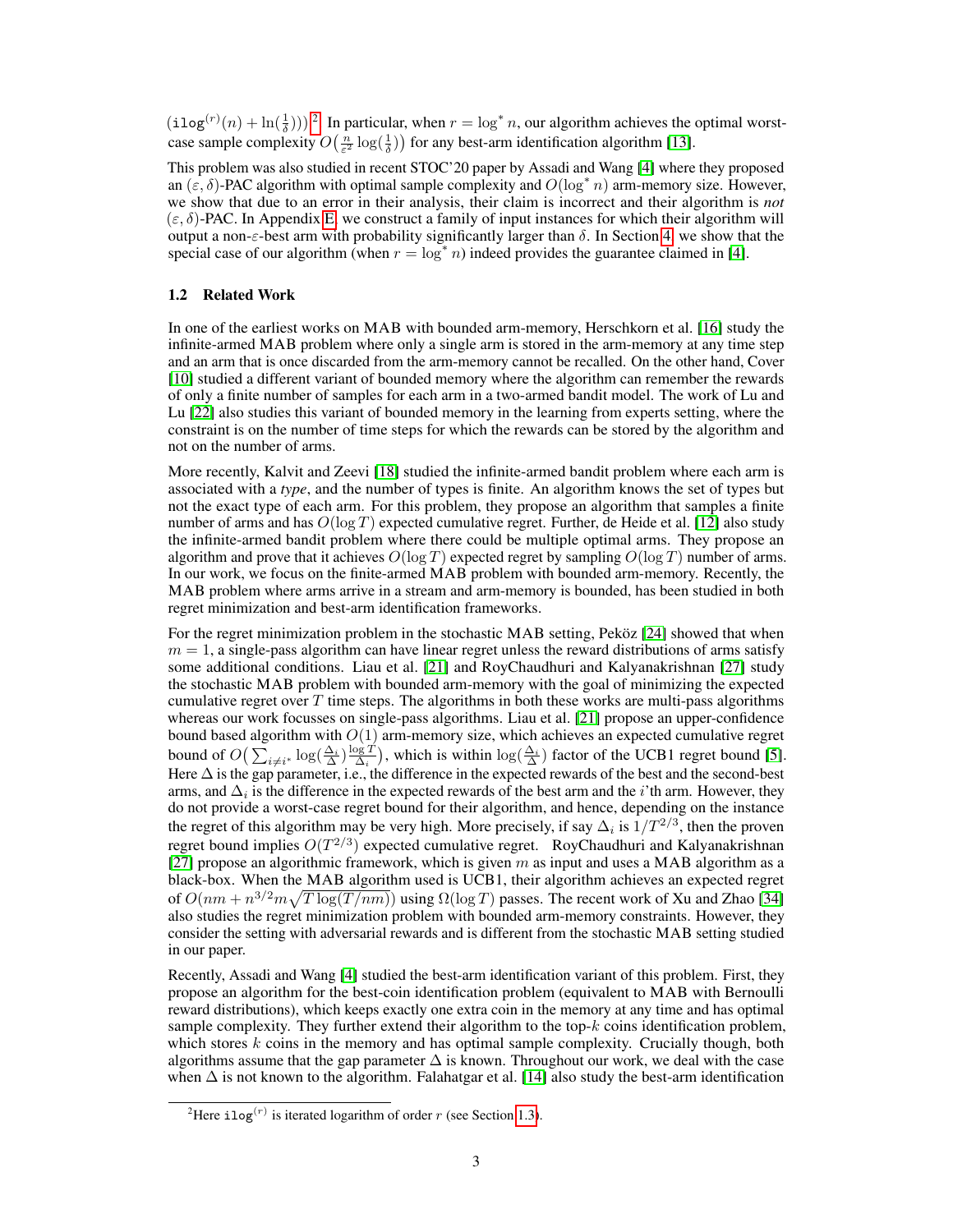$(\mathtt{ilog}^{(r)}(n) + \ln(\frac{1}{\delta})))$[2]. In particular, when $r = \log^* n$, our algorithm achieves the optimal worst-case sample complexity $O\big(\frac{n}{\varepsilon^2}\log(\frac{1}{\delta})\big)$ for any best-arm identification algorithm [13].

This problem was also studied in recent STOC'20 paper by Assadi and Wang [4] where they proposed an $(\varepsilon, \delta)$-PAC algorithm with optimal sample complexity and $O(\log^* n)$ arm-memory size. However, we show that due to an error in their analysis, their claim is incorrect and their algorithm is *not* $(\varepsilon, \delta)$-PAC. In Appendix E, we construct a family of input instances for which their algorithm will output a non-$\varepsilon$-best arm with probability significantly larger than $\delta$. In Section 4, we show that the special case of our algorithm (when $r = \log^* n$) indeed provides the guarantee claimed in [4].

### 1.2 Related Work

In one of the earliest works on MAB with bounded arm-memory, Herschkorn et al. [16] study the infinite-armed MAB problem where only a single arm is stored in the arm-memory at any time step and an arm that is once discarded from the arm-memory cannot be recalled. On the other hand, Cover [10] studied a different variant of bounded memory where the algorithm can remember the rewards of only a finite number of samples for each arm in a two-armed bandit model. The work of Lu and Lu [22] also studies this variant of bounded memory in the learning from experts setting, where the constraint is on the number of time steps for which the rewards can be stored by the algorithm and not on the number of arms.

More recently, Kalvit and Zeevi [18] studied the infinite-armed bandit problem where each arm is associated with a *type*, and the number of types is finite. An algorithm knows the set of types but not the exact type of each arm. For this problem, they propose an algorithm that samples a finite number of arms and has $O(\log T)$ expected cumulative regret. Further, de Heide et al. [12] also study the infinite-armed bandit problem where there could be multiple optimal arms. They propose an algorithm and prove that it achieves $O(\log T)$ expected regret by sampling $O(\log T)$ number of arms. In our work, we focus on the finite-armed MAB problem with bounded arm-memory. Recently, the MAB problem where arms arrive in a stream and arm-memory is bounded, has been studied in both regret minimization and best-arm identification frameworks.

For the regret minimization problem in the stochastic MAB setting, Peköz [24] showed that when $m = 1$, a single-pass algorithm can have linear regret unless the reward distributions of arms satisfy some additional conditions. Liau et al. [21] and RoyChaudhuri and Kalyanakrishnan [27] study the stochastic MAB problem with bounded arm-memory with the goal of minimizing the expected cumulative regret over $T$ time steps. The algorithms in both these works are multi-pass algorithms whereas our work focusses on single-pass algorithms. Liau et al. [21] propose an upper-confidence bound based algorithm with $O(1)$ arm-memory size, which achieves an expected cumulative regret bound of $O\big(\sum_{i \neq i^*} \log(\frac{\Delta_i}{\Delta})\frac{\log T}{\Delta_i}\big)$, which is within $\log(\frac{\Delta_i}{\Delta})$ factor of the UCB1 regret bound [5]. Here $\Delta$ is the gap parameter, i.e., the difference in the expected rewards of the best and the second-best arms, and $\Delta_i$ is the difference in the expected rewards of the best arm and the $i$'th arm. However, they do not provide a worst-case regret bound for their algorithm, and hence, depending on the instance the regret of this algorithm may be very high. More precisely, if say $\Delta_i$ is $1/T^{2/3}$, then the proven regret bound implies $O(T^{2/3})$ expected cumulative regret. RoyChaudhuri and Kalyanakrishnan [27] propose an algorithmic framework, which is given $m$ as input and uses a MAB algorithm as a black-box. When the MAB algorithm used is UCB1, their algorithm achieves an expected regret of $O(nm + n^{3/2}m\sqrt{T\log(T/nm)})$ using $\Omega(\log T)$ passes. The recent work of Xu and Zhao [34] also studies the regret minimization problem with bounded arm-memory constraints. However, they consider the setting with adversarial rewards and is different from the stochastic MAB setting studied in our paper.

Recently, Assadi and Wang [4] studied the best-arm identification variant of this problem. First, they propose an algorithm for the best-coin identification problem (equivalent to MAB with Bernoulli reward distributions), which keeps exactly one extra coin in the memory at any time and has optimal sample complexity. They further extend their algorithm to the top-$k$ coins identification problem, which stores $k$ coins in the memory and has optimal sample complexity. Crucially though, both algorithms assume that the gap parameter $\Delta$ is known. Throughout our work, we deal with the case when $\Delta$ is not known to the algorithm. Falahatgar et al. [14] also study the best-arm identification

[2] Here $\mathtt{ilog}^{(r)}$ is iterated logarithm of order $r$ (see Section 1.3).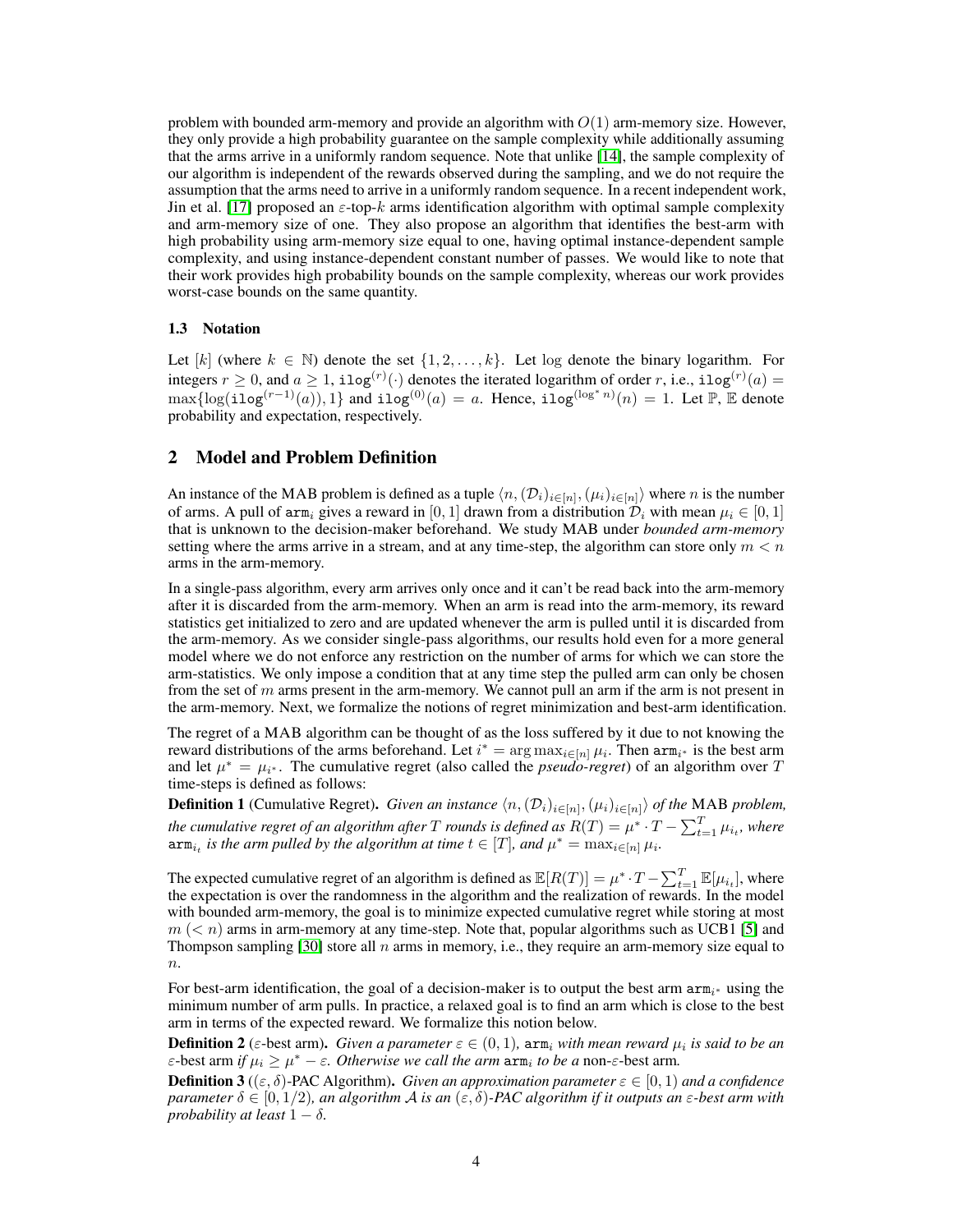problem with bounded arm-memory and provide an algorithm with $O(1)$ arm-memory size. However, they only provide a high probability guarantee on the sample complexity while additionally assuming that the arms arrive in a uniformly random sequence. Note that unlike [14], the sample complexity of our algorithm is independent of the rewards observed during the sampling, and we do not require the assumption that the arms need to arrive in a uniformly random sequence. In a recent independent work, Jin et al. [17] proposed an $\varepsilon$-top-$k$ arms identification algorithm with optimal sample complexity and arm-memory size of one. They also propose an algorithm that identifies the best-arm with high probability using arm-memory size equal to one, having optimal instance-dependent sample complexity, and using instance-dependent constant number of passes. We would like to note that their work provides high probability bounds on the sample complexity, whereas our work provides worst-case bounds on the same quantity.

### 1.3 Notation

Let $[k]$ (where $k \in \mathbb{N}$) denote the set $\{1, 2, \dots, k\}$. Let $\log$ denote the binary logarithm. For integers $r \geq 0$, and $a \geq 1$, $\texttt{ilog}^{(r)}(\cdot)$ denotes the iterated logarithm of order $r$, i.e., $\texttt{ilog}^{(r)}(a) = \max\{\log(\texttt{ilog}^{(r-1)}(a)), 1\}$ and $\texttt{ilog}^{(0)}(a) = a$. Hence, $\texttt{ilog}^{(\log^* n)}(n) = 1$. Let $\mathbb{P}$, $\mathbb{E}$ denote probability and expectation, respectively.

## 2 Model and Problem Definition

An instance of the MAB problem is defined as a tuple $\langle n, (\mathcal{D}_i)_{i \in [n]}, (\mu_i)_{i \in [n]} \rangle$ where $n$ is the number of arms. A pull of $\texttt{arm}_i$ gives a reward in $[0, 1]$ drawn from a distribution $\mathcal{D}_i$ with mean $\mu_i \in [0, 1]$ that is unknown to the decision-maker beforehand. We study MAB under *bounded arm-memory* setting where the arms arrive in a stream, and at any time-step, the algorithm can store only $m < n$ arms in the arm-memory.

In a single-pass algorithm, every arm arrives only once and it can't be read back into the arm-memory after it is discarded from the arm-memory. When an arm is read into the arm-memory, its reward statistics get initialized to zero and are updated whenever the arm is pulled until it is discarded from the arm-memory. As we consider single-pass algorithms, our results hold even for a more general model where we do not enforce any restriction on the number of arms for which we can store the arm-statistics. We only impose a condition that at any time step the pulled arm can only be chosen from the set of $m$ arms present in the arm-memory. We cannot pull an arm if the arm is not present in the arm-memory. Next, we formalize the notions of regret minimization and best-arm identification.

The regret of a MAB algorithm can be thought of as the loss suffered by it due to not knowing the reward distributions of the arms beforehand. Let $i^* = \arg\max_{i \in [n]} \mu_i$. Then $\texttt{arm}_{i^*}$ is the best arm and let $\mu^* = \mu_{i^*}$. The cumulative regret (also called the *pseudo-regret*) of an algorithm over $T$ time-steps is defined as follows:

**Definition 1** (Cumulative Regret). *Given an instance $\langle n, (\mathcal{D}_i)_{i \in [n]}, (\mu_i)_{i \in [n]} \rangle$ of the* MAB *problem, the cumulative regret of an algorithm after $T$ rounds is defined as $R(T) = \mu^* \cdot T - \sum_{t=1}^{T} \mu_{i_t}$, where $\texttt{arm}_{i_t}$ is the arm pulled by the algorithm at time $t \in [T]$, and $\mu^* = \max_{i \in [n]} \mu_i$.*

The expected cumulative regret of an algorithm is defined as $\mathbb{E}[R(T)] = \mu^* \cdot T - \sum_{t=1}^{T} \mathbb{E}[\mu_{i_t}]$, where the expectation is over the randomness in the algorithm and the realization of rewards. In the model with bounded arm-memory, the goal is to minimize expected cumulative regret while storing at most $m$ $(< n)$ arms in arm-memory at any time-step. Note that, popular algorithms such as UCB1 [5] and Thompson sampling [30] store all $n$ arms in memory, i.e., they require an arm-memory size equal to $n$.

For best-arm identification, the goal of a decision-maker is to output the best arm $\texttt{arm}_{i^*}$ using the minimum number of arm pulls. In practice, a relaxed goal is to find an arm which is close to the best arm in terms of the expected reward. We formalize this notion below.

**Definition 2** ($\varepsilon$-best arm). *Given a parameter $\varepsilon \in (0, 1)$, $\texttt{arm}_i$ with mean reward $\mu_i$ is said to be an* $\varepsilon$-best arm *if $\mu_i \geq \mu^* - \varepsilon$. Otherwise we call the arm $\texttt{arm}_i$ to be a* non-$\varepsilon$-best arm*.*

**Definition 3** (($\varepsilon, \delta$)-PAC Algorithm). *Given an approximation parameter $\varepsilon \in [0, 1)$ and a confidence parameter $\delta \in [0, 1/2)$, an algorithm $\mathcal{A}$ is an $(\varepsilon, \delta)$-PAC algorithm if it outputs an $\varepsilon$-best arm with probability at least $1 - \delta$.*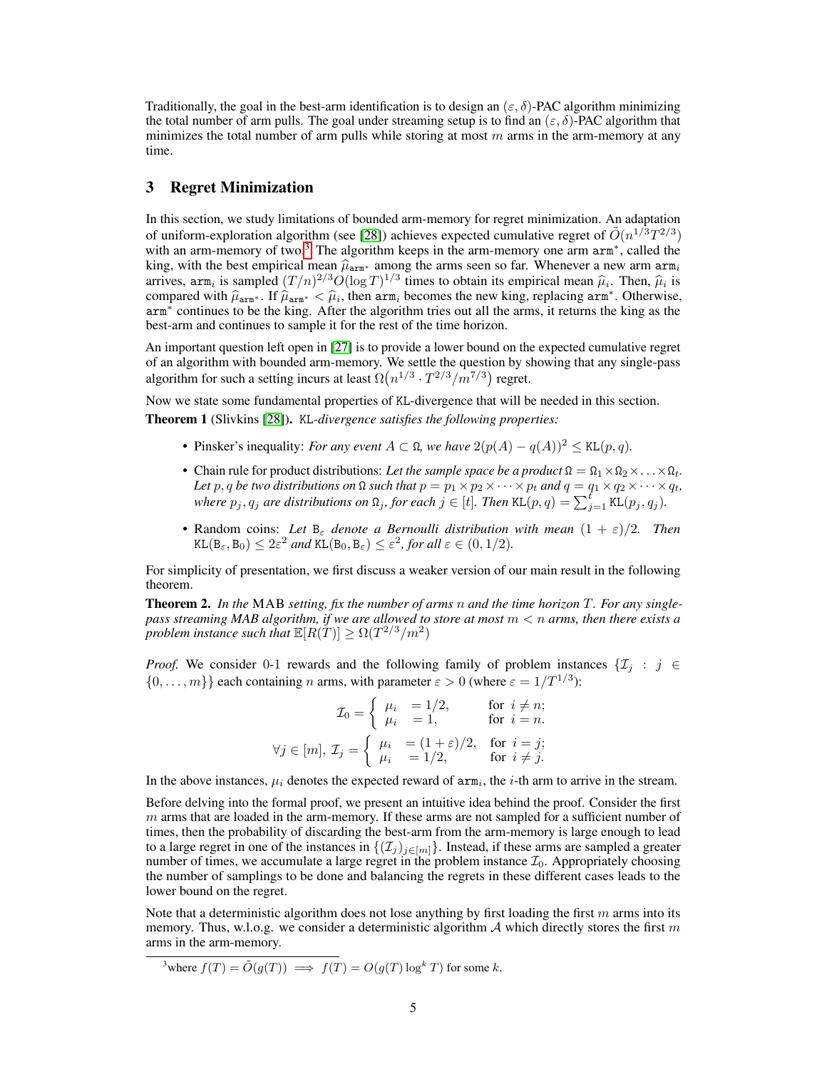Traditionally, the goal in the best-arm identification is to design an $(\varepsilon, \delta)$-PAC algorithm minimizing the total number of arm pulls. The goal under streaming setup is to find an $(\varepsilon, \delta)$-PAC algorithm that minimizes the total number of arm pulls while storing at most $m$ arms in the arm-memory at any time.

## 3 Regret Minimization

In this section, we study limitations of bounded arm-memory for regret minimization. An adaptation of uniform-exploration algorithm (see [28]) achieves expected cumulative regret of $\tilde{O}(n^{1/3}T^{2/3})$ with an arm-memory of two.[3] The algorithm keeps in the arm-memory one arm $\texttt{arm}^*$, called the king, with the best empirical mean $\widehat{\mu}_{\texttt{arm}^*}$ among the arms seen so far. Whenever a new arm $\texttt{arm}_i$ arrives, $\texttt{arm}_i$ is sampled $(T/n)^{2/3}O(\log T)^{1/3}$ times to obtain its empirical mean $\widehat{\mu}_i$. Then, $\widehat{\mu}_i$ is compared with $\widehat{\mu}_{\texttt{arm}^*}$. If $\widehat{\mu}_{\texttt{arm}^*} < \widehat{\mu}_i$, then $\texttt{arm}_i$ becomes the new king, replacing $\texttt{arm}^*$. Otherwise, $\texttt{arm}^*$ continues to be the king. After the algorithm tries out all the arms, it returns the king as the best-arm and continues to sample it for the rest of the time horizon.

An important question left open in [27] is to provide a lower bound on the expected cumulative regret of an algorithm with bounded arm-memory. We settle the question by showing that any single-pass algorithm for such a setting incurs at least $\Omega\big(n^{1/3} \cdot T^{2/3}/m^{7/3}\big)$ regret.

Now we state some fundamental properties of KL-divergence that will be needed in this section.

**Theorem 1** (Slivkins [28])**.** *KL-divergence satisfies the following properties:*

- Pinsker's inequality: *For any event $A \subset \Omega$, we have $2(p(A) - q(A))^2 \leq \mathtt{KL}(p, q)$.*
- Chain rule for product distributions: *Let the sample space be a product $\Omega = \Omega_1 \times \Omega_2 \times \ldots \times \Omega_t$. Let $p, q$ be two distributions on $\Omega$ such that $p = p_1 \times p_2 \times \cdots \times p_t$ and $q = q_1 \times q_2 \times \cdots \times q_t$, where $p_j, q_j$ are distributions on $\Omega_j$, for each $j \in [t]$. Then $\mathtt{KL}(p, q) = \sum_{j=1}^{t} \mathtt{KL}(p_j, q_j)$.*
- Random coins: *Let $\mathtt{B}_\varepsilon$ denote a Bernoulli distribution with mean $(1 + \varepsilon)/2$. Then $\mathtt{KL}(\mathtt{B}_\varepsilon, \mathtt{B}_0) \leq 2\varepsilon^2$ and $\mathtt{KL}(\mathtt{B}_0, \mathtt{B}_\varepsilon) \leq \varepsilon^2$, for all $\varepsilon \in (0, 1/2)$.*

For simplicity of presentation, we first discuss a weaker version of our main result in the following theorem.

**Theorem 2.** *In the* MAB *setting, fix the number of arms $n$ and the time horizon $T$. For any single-pass streaming MAB algorithm, if we are allowed to store at most $m < n$ arms, then there exists a problem instance such that $\mathbb{E}[R(T)] \geq \Omega(T^{2/3}/m^2)$*

*Proof.* We consider 0-1 rewards and the following family of problem instances $\{\mathcal{I}_j : j \in \{0, \ldots, m\}\}$ each containing $n$ arms, with parameter $\varepsilon > 0$ (where $\varepsilon = 1/T^{1/3}$):

$$\mathcal{I}_0 = \begin{cases} \mu_i &= 1/2, \quad \text{for } i \neq n; \\ \mu_i &= 1, \quad\;\;\; \text{for } i = n. \end{cases}$$

$$\forall j \in [m],\; \mathcal{I}_j = \begin{cases} \mu_i &= (1+\varepsilon)/2, \quad \text{for } i = j; \\ \mu_i &= 1/2, \quad\quad\;\;\; \text{for } i \neq j. \end{cases}$$

In the above instances, $\mu_i$ denotes the expected reward of $\texttt{arm}_i$, the $i$-th arm to arrive in the stream.

Before delving into the formal proof, we present an intuitive idea behind the proof. Consider the first $m$ arms that are loaded in the arm-memory. If these arms are not sampled for a sufficient number of times, then the probability of discarding the best-arm from the arm-memory is large enough to lead to a large regret in one of the instances in $\{(\mathcal{I}_j)_{j\in[m]}\}$. Instead, if these arms are sampled a greater number of times, we accumulate a large regret in the problem instance $\mathcal{I}_0$. Appropriately choosing the number of samplings to be done and balancing the regrets in these different cases leads to the lower bound on the regret.

Note that a deterministic algorithm does not lose anything by first loading the first $m$ arms into its memory. Thus, w.l.o.g. we consider a deterministic algorithm $\mathcal{A}$ which directly stores the first $m$ arms in the arm-memory.

[3] where $f(T) = \tilde{O}(g(T)) \implies f(T) = O(g(T)\log^k T)$ for some $k$.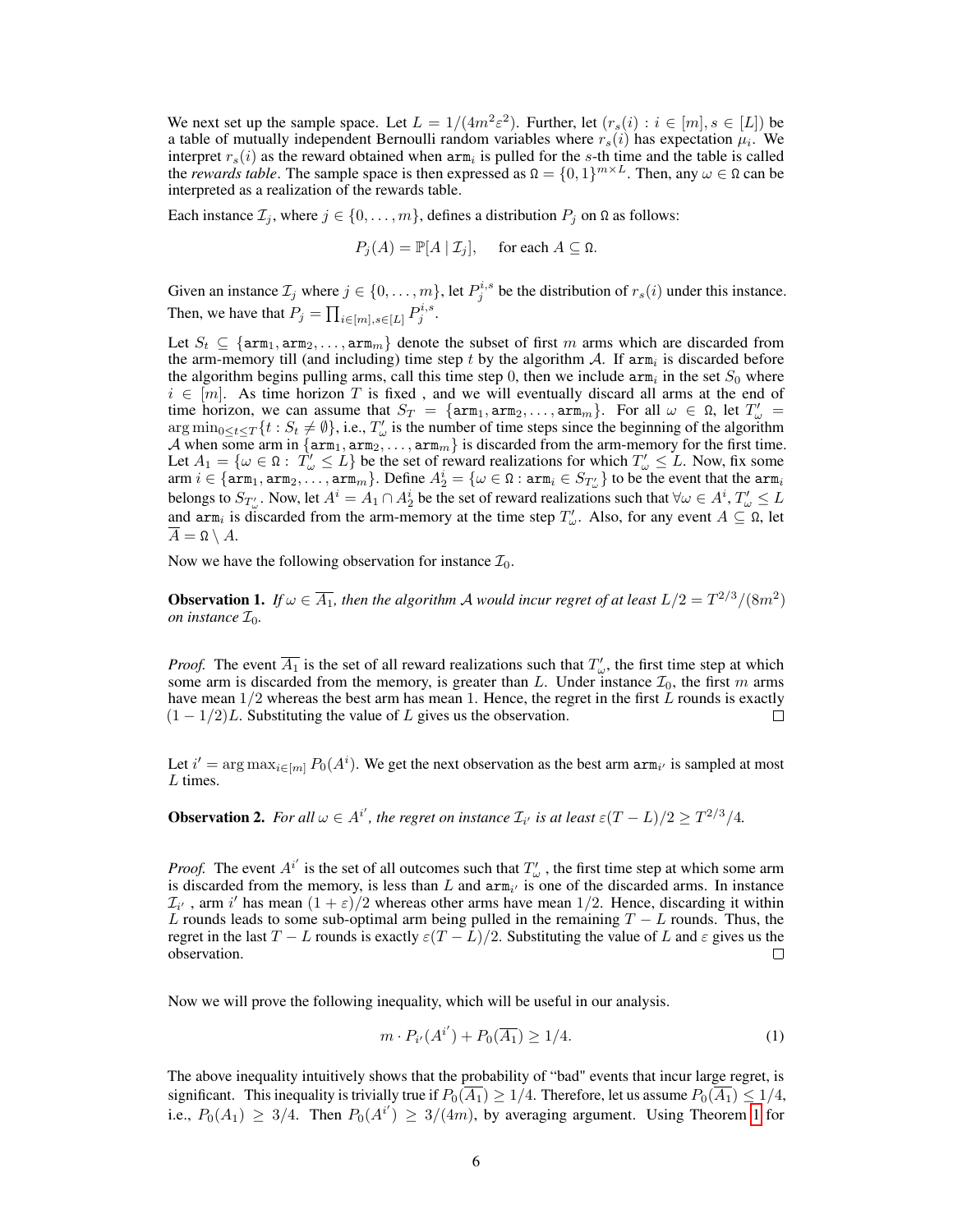We next set up the sample space. Let $L = 1/(4m^2\varepsilon^2)$. Further, let $(r_s(i) : i \in [m], s \in [L])$ be a table of mutually independent Bernoulli random variables where $r_s(i)$ has expectation $\mu_i$. We interpret $r_s(i)$ as the reward obtained when $\texttt{arm}_i$ is pulled for the $s$-th time and the table is called the *rewards table*. The sample space is then expressed as $\Omega = \{0, 1\}^{m \times L}$. Then, any $\omega \in \Omega$ can be interpreted as a realization of the rewards table.

Each instance $\mathcal{I}_j$, where $j \in \{0, \dots, m\}$, defines a distribution $P_j$ on $\Omega$ as follows:

$$P_j(A) = \mathbb{P}[A \mid \mathcal{I}_j], \quad \text{for each } A \subseteq \Omega.$$

Given an instance $\mathcal{I}_j$ where $j \in \{0, \dots, m\}$, let $P_j^{i,s}$ be the distribution of $r_s(i)$ under this instance. Then, we have that $P_j = \prod_{i \in [m], s \in [L]} P_j^{i,s}$.

Let $S_t \subseteq \{\texttt{arm}_1, \texttt{arm}_2, \dots, \texttt{arm}_m\}$ denote the subset of first $m$ arms which are discarded from the arm-memory till (and including) time step $t$ by the algorithm $\mathcal{A}$. If $\texttt{arm}_i$ is discarded before the algorithm begins pulling arms, call this time step 0, then we include $\texttt{arm}_i$ in the set $S_0$ where $i \in [m]$. As time horizon $T$ is fixed , and we will eventually discard all arms at the end of time horizon, we can assume that $S_T = \{\texttt{arm}_1, \texttt{arm}_2, \dots, \texttt{arm}_m\}$. For all $\omega \in \Omega$, let $T'_\omega = \arg\min_{0 \le t \le T}\{t : S_t \ne \emptyset\}$, i.e., $T'_\omega$ is the number of time steps since the beginning of the algorithm $\mathcal{A}$ when some arm in $\{\texttt{arm}_1, \texttt{arm}_2, \dots, \texttt{arm}_m\}$ is discarded from the arm-memory for the first time. Let $A_1 = \{\omega \in \Omega : T'_\omega \le L\}$ be the set of reward realizations for which $T'_\omega \le L$. Now, fix some arm $i \in \{\texttt{arm}_1, \texttt{arm}_2, \dots, \texttt{arm}_m\}$. Define $A_2^i = \{\omega \in \Omega : \texttt{arm}_i \in S_{T'_\omega}\}$ to be the event that the $\texttt{arm}_i$ belongs to $S_{T'_\omega}$. Now, let $A^i = A_1 \cap A_2^i$ be the set of reward realizations such that $\forall \omega \in A^i$, $T'_\omega \le L$ and $\texttt{arm}_i$ is discarded from the arm-memory at the time step $T'_\omega$. Also, for any event $A \subseteq \Omega$, let $\overline{A} = \Omega \setminus A$.

Now we have the following observation for instance $\mathcal{I}_0$.

**Observation 1.** *If $\omega \in \overline{A_1}$, then the algorithm $\mathcal{A}$ would incur regret of at least $L/2 = T^{2/3}/(8m^2)$ on instance $\mathcal{I}_0$.*

*Proof.* The event $\overline{A_1}$ is the set of all reward realizations such that $T'_\omega$, the first time step at which some arm is discarded from the memory, is greater than $L$. Under instance $\mathcal{I}_0$, the first $m$ arms have mean $1/2$ whereas the best arm has mean 1. Hence, the regret in the first $L$ rounds is exactly $(1 - 1/2)L$. Substituting the value of $L$ gives us the observation. □

Let $i' = \arg\max_{i \in [m]} P_0(A^i)$. We get the next observation as the best arm $\texttt{arm}_{i'}$ is sampled at most $L$ times.

**Observation 2.** *For all $\omega \in A^{i'}$, the regret on instance $\mathcal{I}_{i'}$ is at least $\varepsilon(T - L)/2 \ge T^{2/3}/4$.*

*Proof.* The event $A^{i'}$ is the set of all outcomes such that $T'_\omega$, the first time step at which some arm is discarded from the memory, is less than $L$ and $\texttt{arm}_{i'}$ is one of the discarded arms. In instance $\mathcal{I}_{i'}$, arm $i'$ has mean $(1+\varepsilon)/2$ whereas other arms have mean $1/2$. Hence, discarding it within $L$ rounds leads to some sub-optimal arm being pulled in the remaining $T - L$ rounds. Thus, the regret in the last $T - L$ rounds is exactly $\varepsilon(T - L)/2$. Substituting the value of $L$ and $\varepsilon$ gives us the observation. □

Now we will prove the following inequality, which will be useful in our analysis.

$$m \cdot P_{i'}(A^{i'}) + P_0(\overline{A_1}) \ge 1/4. \tag{1}$$

The above inequality intuitively shows that the probability of "bad" events that incur large regret, is significant. This inequality is trivially true if $P_0(\overline{A_1}) \ge 1/4$. Therefore, let us assume $P_0(\overline{A_1}) \le 1/4$, i.e., $P_0(A_1) \ge 3/4$. Then $P_0(A^{i'}) \ge 3/(4m)$, by averaging argument. Using Theorem 1 for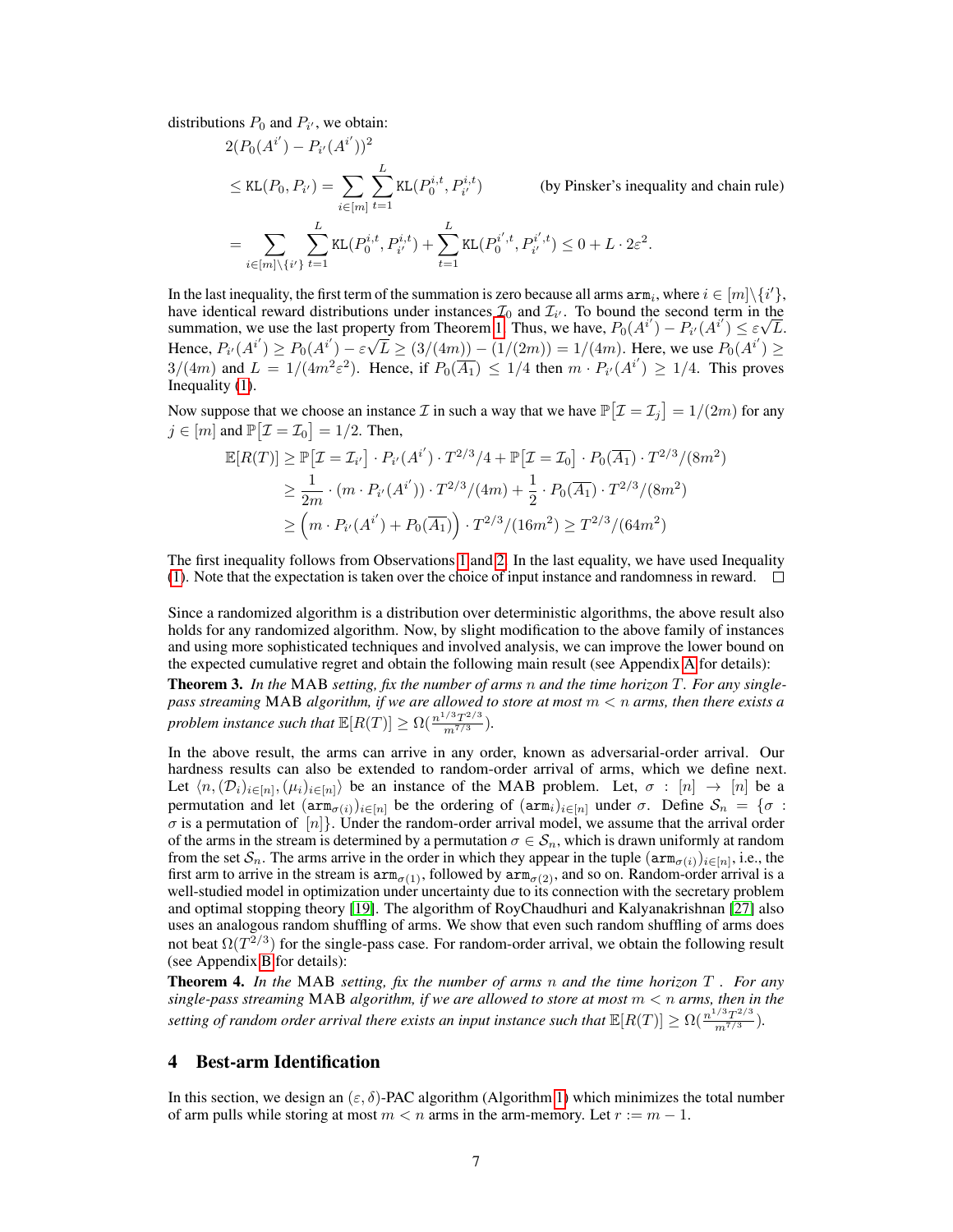distributions $P_0$ and $P_{i'}$, we obtain:

$$
\begin{aligned}
&2(P_0(A^{i'}) - P_{i'}(A^{i'}))^2 \\
&\leq \texttt{KL}(P_0, P_{i'}) = \sum_{i\in[m]} \sum_{t=1}^{L} \texttt{KL}(P_0^{i,t}, P_{i'}^{i,t}) \qquad \text{(by Pinsker's inequality and chain rule)} \\
&= \sum_{i\in[m]\setminus\{i'\}} \sum_{t=1}^{L} \texttt{KL}(P_0^{i,t}, P_{i'}^{i,t}) + \sum_{t=1}^{L} \texttt{KL}(P_0^{i',t}, P_{i'}^{i',t}) \leq 0 + L \cdot 2\varepsilon^2.
\end{aligned}
$$

In the last inequality, the first term of the summation is zero because all arms $\texttt{arm}_i$, where $i \in [m]\setminus\{i'\}$, have identical reward distributions under instances $\mathcal{I}_0$ and $\mathcal{I}_{i'}$. To bound the second term in the summation, we use the last property from Theorem 1. Thus, we have, $P_0(A^{i'}) - P_{i'}(A^{i'}) \leq \varepsilon\sqrt{L}$. Hence, $P_{i'}(A^{i'}) \geq P_0(A^{i'}) - \varepsilon\sqrt{L} \geq (3/(4m)) - (1/(2m)) = 1/(4m)$. Here, we use $P_0(A^{i'}) \geq 3/(4m)$ and $L = 1/(4m^2\varepsilon^2)$. Hence, if $P_0(\overline{A_1}) \leq 1/4$ then $m \cdot P_{i'}(A^{i'}) \geq 1/4$. This proves Inequality (1).

Now suppose that we choose an instance $\mathcal{I}$ in such a way that we have $\mathbb{P}[\mathcal{I} = \mathcal{I}_j] = 1/(2m)$ for any $j \in [m]$ and $\mathbb{P}[\mathcal{I} = \mathcal{I}_0] = 1/2$. Then,

$$
\begin{aligned}
\mathbb{E}[R(T)] &\geq \mathbb{P}[\mathcal{I} = \mathcal{I}_{i'}] \cdot P_{i'}(A^{i'}) \cdot T^{2/3}/4 + \mathbb{P}[\mathcal{I} = \mathcal{I}_0] \cdot P_0(\overline{A_1}) \cdot T^{2/3}/(8m^2) \\
&\geq \frac{1}{2m} \cdot (m \cdot P_{i'}(A^{i'})) \cdot T^{2/3}/(4m) + \frac{1}{2} \cdot P_0(\overline{A_1}) \cdot T^{2/3}/(8m^2) \\
&\geq \Big(m \cdot P_{i'}(A^{i'}) + P_0(\overline{A_1})\Big) \cdot T^{2/3}/(16m^2) \geq T^{2/3}/(64m^2)
\end{aligned}
$$

The first inequality follows from Observations 1 and 2. In the last equality, we have used Inequality (1). Note that the expectation is taken over the choice of input instance and randomness in reward. □

Since a randomized algorithm is a distribution over deterministic algorithms, the above result also holds for any randomized algorithm. Now, by slight modification to the above family of instances and using more sophisticated techniques and involved analysis, we can improve the lower bound on the expected cumulative regret and obtain the following main result (see Appendix A for details):

**Theorem 3.** *In the* MAB *setting, fix the number of arms $n$ and the time horizon $T$. For any single-pass streaming* MAB *algorithm, if we are allowed to store at most $m < n$ arms, then there exists a problem instance such that $\mathbb{E}[R(T)] \geq \Omega(\frac{n^{1/3}T^{2/3}}{m^{7/3}})$.*

In the above result, the arms can arrive in any order, known as adversarial-order arrival. Our hardness results can also be extended to random-order arrival of arms, which we define next. Let $\langle n, (\mathcal{D}_i)_{i\in[n]}, (\mu_i)_{i\in[n]} \rangle$ be an instance of the MAB problem. Let, $\sigma : [n] \to [n]$ be a permutation and let $(\texttt{arm}_{\sigma(i)})_{i\in[n]}$ be the ordering of $(\texttt{arm}_i)_{i\in[n]}$ under $\sigma$. Define $\mathcal{S}_n = \{\sigma :$ $\sigma$ is a permutation of $[n]\}$. Under the random-order arrival model, we assume that the arrival order of the arms in the stream is determined by a permutation $\sigma \in \mathcal{S}_n$, which is drawn uniformly at random from the set $\mathcal{S}_n$. The arms arrive in the order in which they appear in the tuple $(\texttt{arm}_{\sigma(i)})_{i\in[n]}$, i.e., the first arm to arrive in the stream is $\texttt{arm}_{\sigma(1)}$, followed by $\texttt{arm}_{\sigma(2)}$, and so on. Random-order arrival is a well-studied model in optimization under uncertainty due to its connection with the secretary problem and optimal stopping theory [19]. The algorithm of RoyChaudhuri and Kalyanakrishnan [27] also uses an analogous random shuffling of arms. We show that even such random shuffling of arms does not beat $\Omega(T^{2/3})$ for the single-pass case. For random-order arrival, we obtain the following result (see Appendix B for details):

**Theorem 4.** *In the* MAB *setting, fix the number of arms $n$ and the time horizon $T$. For any single-pass streaming* MAB *algorithm, if we are allowed to store at most $m < n$ arms, then in the setting of random order arrival there exists an input instance such that $\mathbb{E}[R(T)] \geq \Omega(\frac{n^{1/3}T^{2/3}}{m^{7/3}})$.*

# 4 Best-arm Identification

In this section, we design an $(\varepsilon, \delta)$-PAC algorithm (Algorithm 1) which minimizes the total number of arm pulls while storing at most $m < n$ arms in the arm-memory. Let $r := m - 1$.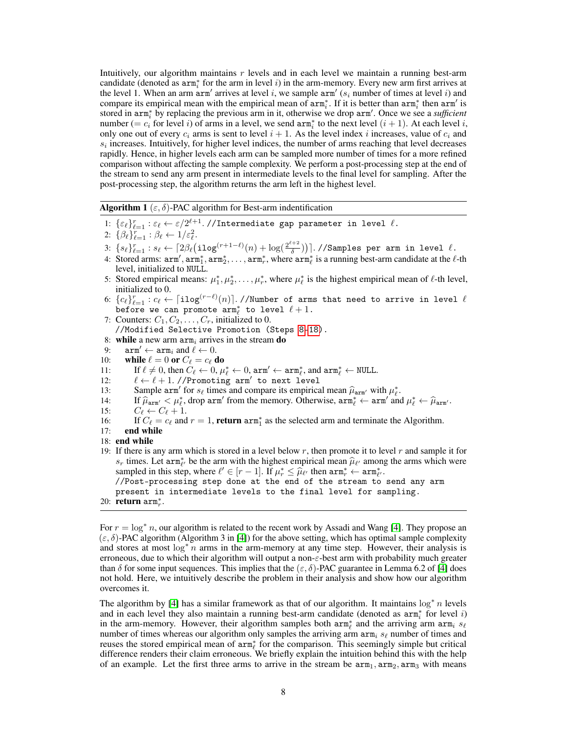Intuitively, our algorithm maintains $r$ levels and in each level we maintain a running best-arm candidate (denoted as $\texttt{arm}_i^*$ for the arm in level $i$) in the arm-memory. Every new arm first arrives at the level 1. When an arm $\texttt{arm}'$ arrives at level $i$, we sample $\texttt{arm}'$ ($s_i$ number of times at level $i$) and compare its empirical mean with the empirical mean of $\texttt{arm}_i^*$. If it is better than $\texttt{arm}_i^*$ then $\texttt{arm}'$ is stored in $\texttt{arm}_i^*$ by replacing the previous arm in it, otherwise we drop $\texttt{arm}'$. Once we see a *sufficient* number ($= c_i$ for level $i$) of arms in a level, we send $\texttt{arm}_i^*$ to the next level $(i+1)$. At each level $i$, only one out of every $c_i$ arms is sent to level $i+1$. As the level index $i$ increases, value of $c_i$ and $s_i$ increases. Intuitively, for higher level indices, the number of arms reaching that level decreases rapidly. Hence, in higher levels each arm can be sampled more number of times for a more refined comparison without affecting the sample complexity. We perform a post-processing step at the end of the stream to send any arm present in intermediate levels to the final level for sampling. After the post-processing step, the algorithm returns the arm left in the highest level.

**Algorithm 1** $(\varepsilon, \delta)$-PAC algorithm for Best-arm indentification

1: $\{\varepsilon_\ell\}_{\ell=1}^r : \varepsilon_\ell \leftarrow \varepsilon/2^{\ell+1}$. //Intermediate gap parameter in level $\ell$.
2: $\{\beta_\ell\}_{\ell=1}^r : \beta_\ell \leftarrow 1/\varepsilon_\ell^2$.
3: $\{s_\ell\}_{\ell=1}^r : s_\ell \leftarrow \lceil 2\beta_\ell(\texttt{ilog}^{(r+1-\ell)}(n) + \log(\frac{2^{\ell+2}}{\delta}))\rceil$. //Samples per arm in level $\ell$.
4: Stored arms: $\texttt{arm}', \texttt{arm}_1^*, \texttt{arm}_2^*, \ldots, \texttt{arm}_r^*$, where $\texttt{arm}_\ell^*$ is a running best-arm candidate at the $\ell$-th level, initialized to NULL.
5: Stored empirical means: $\mu_1^*, \mu_2^*, \ldots, \mu_r^*$, where $\mu_\ell^*$ is the highest empirical mean of $\ell$-th level, initialized to 0.
6: $\{c_\ell\}_{\ell=1}^r : c_\ell \leftarrow \lceil \texttt{ilog}^{(r-\ell)}(n)\rceil$. //Number of arms that need to arrive in level $\ell$ before we can promote $\texttt{arm}_\ell^*$ to level $\ell+1$.
7: Counters: $C_1, C_2, \ldots, C_r$, initialized to 0.
   //Modified Selective Promotion (Steps 8-18).
8: **while** a new arm $\texttt{arm}_i$ arrives in the stream **do**
9: $\quad$ $\texttt{arm}' \leftarrow \texttt{arm}_i$ and $\ell \leftarrow 0$.
10: $\quad$ **while** $\ell = 0$ **or** $C_\ell = c_\ell$ **do**
11: $\quad\quad$ If $\ell \neq 0$, then $C_\ell \leftarrow 0$, $\mu_\ell^* \leftarrow 0$, $\texttt{arm}' \leftarrow \texttt{arm}_\ell^*$, and $\texttt{arm}_\ell^* \leftarrow$ NULL.
12: $\quad\quad$ $\ell \leftarrow \ell + 1$. //Promoting $\texttt{arm}'$ to next level
13: $\quad\quad$ Sample $\texttt{arm}'$ for $s_\ell$ times and compare its empirical mean $\widehat{\mu}_{\texttt{arm}'}$ with $\mu_\ell^*$.
14: $\quad\quad$ If $\widehat{\mu}_{\texttt{arm}'} < \mu_\ell^*$, drop $\texttt{arm}'$ from the memory. Otherwise, $\texttt{arm}_\ell^* \leftarrow \texttt{arm}'$ and $\mu_\ell^* \leftarrow \widehat{\mu}_{\texttt{arm}'}$.
15: $\quad\quad$ $C_\ell \leftarrow C_\ell + 1$.
16: $\quad\quad$ If $C_\ell = c_\ell$ and $r = 1$, **return** $\texttt{arm}_1^*$ as the selected arm and terminate the Algorithm.
17: $\quad$ **end while**
18: **end while**
19: If there is any arm which is stored in a level below $r$, then promote it to level $r$ and sample it for $s_r$ times. Let $\texttt{arm}_{\ell'}^*$ be the arm with the highest empirical mean $\widehat{\mu}_{\ell'}$ among the arms which were sampled in this step, where $\ell' \in [r-1]$. If $\mu_r^* \leq \widehat{\mu}_{\ell'}$ then $\texttt{arm}_r^* \leftarrow \texttt{arm}_{\ell'}^*$.
   //Post-processing step done at the end of the stream to send any arm present in intermediate levels to the final level for sampling.
20: **return** $\texttt{arm}_r^*$.

For $r = \log^* n$, our algorithm is related to the recent work by Assadi and Wang [4]. They propose an $(\varepsilon, \delta)$-PAC algorithm (Algorithm 3 in [4]) for the above setting, which has optimal sample complexity and stores at most $\log^* n$ arms in the arm-memory at any time step. However, their analysis is erroneous, due to which their algorithm will output a non-$\varepsilon$-best arm with probability much greater than $\delta$ for some input sequences. This implies that the $(\varepsilon, \delta)$-PAC guarantee in Lemma 6.2 of [4] does not hold. Here, we intuitively describe the problem in their analysis and show how our algorithm overcomes it.

The algorithm by [4] has a similar framework as that of our algorithm. It maintains $\log^* n$ levels and in each level they also maintain a running best-arm candidate (denoted as $\texttt{arm}_i^*$ for level $i$) in the arm-memory. However, their algorithm samples both $\texttt{arm}_\ell^*$ and the arriving arm $\texttt{arm}_i$ $s_\ell$ number of times whereas our algorithm only samples the arriving arm $\texttt{arm}_i$ $s_\ell$ number of times and reuses the stored empirical mean of $\texttt{arm}_\ell^*$ for the comparison. This seemingly simple but critical difference renders their claim erroneous. We briefly explain the intuition behind this with the help of an example. Let the first three arms to arrive in the stream be $\texttt{arm}_1, \texttt{arm}_2, \texttt{arm}_3$ with means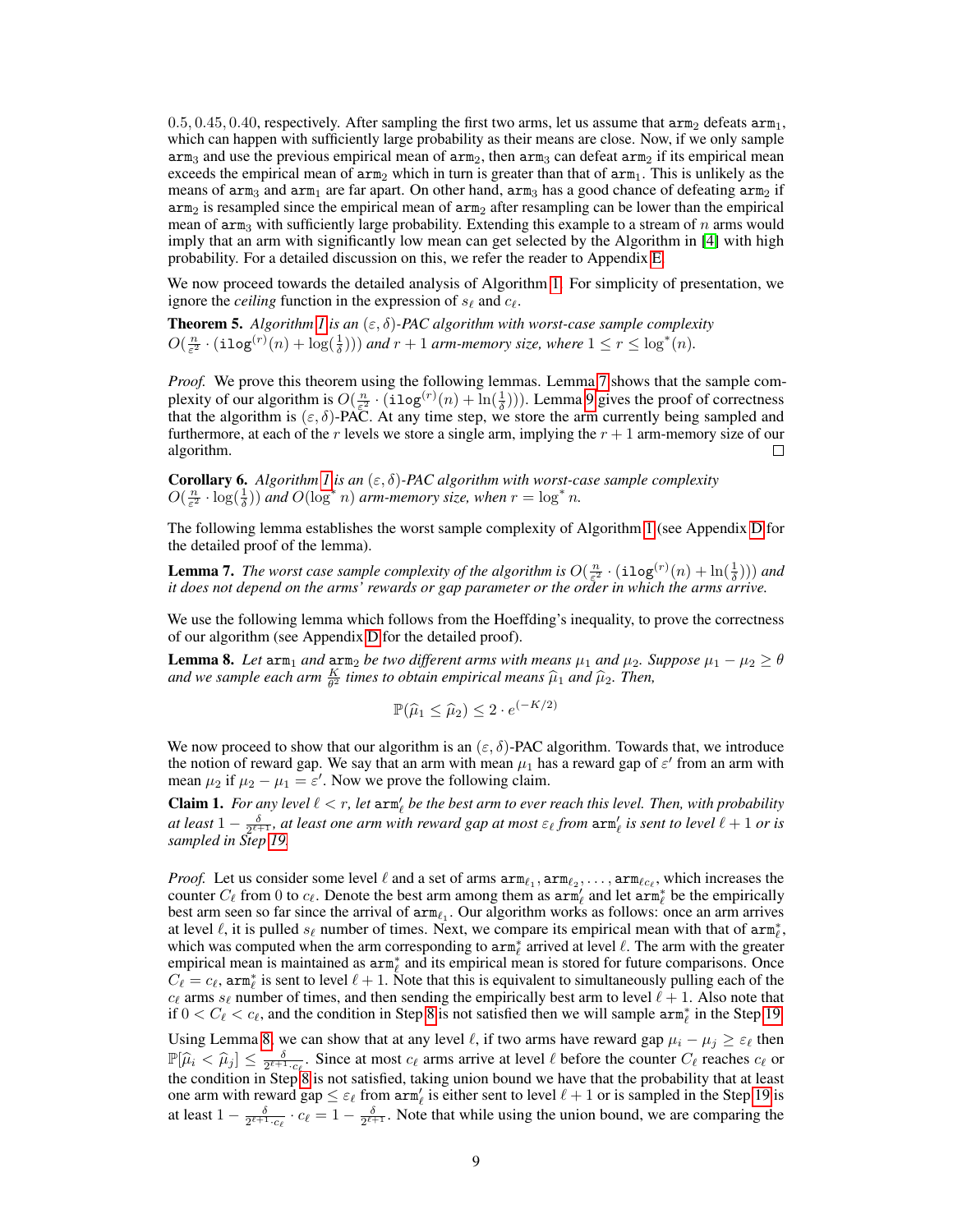0.5, 0.45, 0.40, respectively. After sampling the first two arms, let us assume that $\texttt{arm}_2$ defeats $\texttt{arm}_1$, which can happen with sufficiently large probability as their means are close. Now, if we only sample $\texttt{arm}_3$ and use the previous empirical mean of $\texttt{arm}_2$, then $\texttt{arm}_3$ can defeat $\texttt{arm}_2$ if its empirical mean exceeds the empirical mean of $\texttt{arm}_2$ which in turn is greater than that of $\texttt{arm}_1$. This is unlikely as the means of $\texttt{arm}_3$ and $\texttt{arm}_1$ are far apart. On other hand, $\texttt{arm}_3$ has a good chance of defeating $\texttt{arm}_2$ if $\texttt{arm}_2$ is resampled since the empirical mean of $\texttt{arm}_2$ after resampling can be lower than the empirical mean of $\texttt{arm}_3$ with sufficiently large probability. Extending this example to a stream of $n$ arms would imply that an arm with significantly low mean can get selected by the Algorithm in [4] with high probability. For a detailed discussion on this, we refer the reader to Appendix E.

We now proceed towards the detailed analysis of Algorithm 1. For simplicity of presentation, we ignore the *ceiling* function in the expression of $s_\ell$ and $c_\ell$.

**Theorem 5.** *Algorithm 1 is an $(\varepsilon, \delta)$-PAC algorithm with worst-case sample complexity $O(\frac{n}{\varepsilon^2} \cdot (\texttt{ilog}^{(r)}(n) + \log(\frac{1}{\delta})))$ and $r+1$ arm-memory size, where $1 \leq r \leq \log^*(n)$.*

*Proof.* We prove this theorem using the following lemmas. Lemma 7 shows that the sample complexity of our algorithm is $O(\frac{n}{\varepsilon^2} \cdot (\texttt{ilog}^{(r)}(n) + \ln(\frac{1}{\delta})))$. Lemma 9 gives the proof of correctness that the algorithm is $(\varepsilon, \delta)$-PAC. At any time step, we store the arm currently being sampled and furthermore, at each of the $r$ levels we store a single arm, implying the $r+1$ arm-memory size of our algorithm. ∎

**Corollary 6.** *Algorithm 1 is an $(\varepsilon, \delta)$-PAC algorithm with worst-case sample complexity $O(\frac{n}{\varepsilon^2} \cdot \log(\frac{1}{\delta}))$ and $O(\log^* n)$ arm-memory size, when $r = \log^* n$.*

The following lemma establishes the worst sample complexity of Algorithm 1 (see Appendix D for the detailed proof of the lemma).

**Lemma 7.** *The worst case sample complexity of the algorithm is $O(\frac{n}{\varepsilon^2} \cdot (\texttt{ilog}^{(r)}(n) + \ln(\frac{1}{\delta})))$ and it does not depend on the arms' rewards or gap parameter or the order in which the arms arrive.*

We use the following lemma which follows from the Hoeffding's inequality, to prove the correctness of our algorithm (see Appendix D for the detailed proof).

**Lemma 8.** *Let $\texttt{arm}_1$ and $\texttt{arm}_2$ be two different arms with means $\mu_1$ and $\mu_2$. Suppose $\mu_1 - \mu_2 \geq \theta$ and we sample each arm $\frac{K}{\theta^2}$ times to obtain empirical means $\widehat{\mu}_1$ and $\widehat{\mu}_2$. Then,*

$$\mathbb{P}(\widehat{\mu}_1 \leq \widehat{\mu}_2) \leq 2 \cdot e^{(-K/2)}$$

We now proceed to show that our algorithm is an $(\varepsilon, \delta)$-PAC algorithm. Towards that, we introduce the notion of reward gap. We say that an arm with mean $\mu_1$ has a reward gap of $\varepsilon'$ from an arm with mean $\mu_2$ if $\mu_2 - \mu_1 = \varepsilon'$. Now we prove the following claim.

**Claim 1.** *For any level $\ell < r$, let $\texttt{arm}'_\ell$ be the best arm to ever reach this level. Then, with probability at least $1 - \frac{\delta}{2^{\ell+1}}$, at least one arm with reward gap at most $\varepsilon_\ell$ from $\texttt{arm}'_\ell$ is sent to level $\ell+1$ or is sampled in Step 19.*

*Proof.* Let us consider some level $\ell$ and a set of arms $\texttt{arm}_{\ell_1}, \texttt{arm}_{\ell_2}, \ldots, \texttt{arm}_{\ell c_\ell}$, which increases the counter $C_\ell$ from 0 to $c_\ell$. Denote the best arm among them as $\texttt{arm}'_\ell$ and let $\texttt{arm}^*_\ell$ be the empirically best arm seen so far since the arrival of $\texttt{arm}_{\ell_1}$. Our algorithm works as follows: once an arm arrives at level $\ell$, it is pulled $s_\ell$ number of times. Next, we compare its empirical mean with that of $\texttt{arm}^*_\ell$, which was computed when the arm corresponding to $\texttt{arm}^*_\ell$ arrived at level $\ell$. The arm with the greater empirical mean is maintained as $\texttt{arm}^*_\ell$ and its empirical mean is stored for future comparisons. Once $C_\ell = c_\ell$, $\texttt{arm}^*_\ell$ is sent to level $\ell+1$. Note that this is equivalent to simultaneously pulling each of the $c_\ell$ arms $s_\ell$ number of times, and then sending the empirically best arm to level $\ell+1$. Also note that if $0 < C_\ell < c_\ell$, and the condition in Step 8 is not satisfied then we will sample $\texttt{arm}^*_\ell$ in the Step 19.

Using Lemma 8, we can show that at any level $\ell$, if two arms have reward gap $\mu_i - \mu_j \geq \varepsilon_\ell$ then $\mathbb{P}[\widehat{\mu}_i < \widehat{\mu}_j] \leq \frac{\delta}{2^{\ell+1} \cdot c_\ell}$. Since at most $c_\ell$ arms arrive at level $\ell$ before the counter $C_\ell$ reaches $c_\ell$ or the condition in Step 8 is not satisfied, taking union bound we have that the probability that at least one arm with reward gap $\leq \varepsilon_\ell$ from $\texttt{arm}'_\ell$ is either sent to level $\ell+1$ or is sampled in the Step 19 is at least $1 - \frac{\delta}{2^{\ell+1} \cdot c_\ell} \cdot c_\ell = 1 - \frac{\delta}{2^{\ell+1}}$. Note that while using the union bound, we are comparing the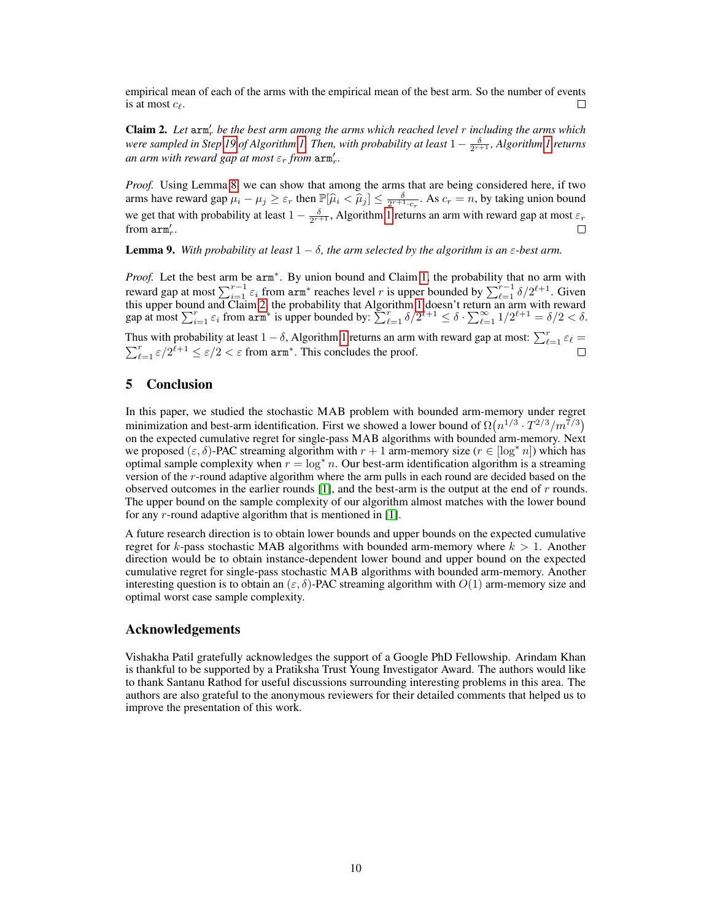empirical mean of each of the arms with the empirical mean of the best arm. So the number of events is at most $c_\ell$. □

**Claim 2.** *Let* $\texttt{arm}'_r$ *be the best arm among the arms which reached level* $r$ *including the arms which were sampled in Step 19 of Algorithm 1. Then, with probability at least* $1 - \frac{\delta}{2^{r+1}}$*, Algorithm 1 returns an arm with reward gap at most* $\varepsilon_r$ *from* $\texttt{arm}'_r$*.*

*Proof.* Using Lemma 8, we can show that among the arms that are being considered here, if two arms have reward gap $\mu_i - \mu_j \geq \varepsilon_r$ then $\mathbb{P}[\widehat{\mu}_i < \widehat{\mu}_j] \leq \frac{\delta}{2^{r+1} \cdot c_r}$. As $c_r = n$, by taking union bound we get that with probability at least $1 - \frac{\delta}{2^{r+1}}$, Algorithm 1 returns an arm with reward gap at most $\varepsilon_r$ from $\texttt{arm}'_r$. □

**Lemma 9.** *With probability at least* $1 - \delta$*, the arm selected by the algorithm is an* $\varepsilon$*-best arm.*

*Proof.* Let the best arm be $\texttt{arm}^*$. By union bound and Claim 1, the probability that no arm with reward gap at most $\sum_{i=1}^{r-1} \varepsilon_i$ from $\texttt{arm}^*$ reaches level $r$ is upper bounded by $\sum_{\ell=1}^{r-1} \delta/2^{\ell+1}$. Given this upper bound and Claim 2, the probability that Algorithm 1 doesn't return an arm with reward gap at most $\sum_{i=1}^{r} \varepsilon_i$ from $\texttt{arm}^*$ is upper bounded by: $\sum_{\ell=1}^{r} \delta/2^{\ell+1} \leq \delta \cdot \sum_{\ell=1}^{\infty} 1/2^{\ell+1} = \delta/2 < \delta$.

Thus with probability at least $1 - \delta$, Algorithm 1 returns an arm with reward gap at most: $\sum_{\ell=1}^{r} \varepsilon_\ell = \sum_{\ell=1}^{r} \varepsilon/2^{\ell+1} \leq \varepsilon/2 < \varepsilon$ from $\texttt{arm}^*$. This concludes the proof. □

## 5 Conclusion

In this paper, we studied the stochastic MAB problem with bounded arm-memory under regret minimization and best-arm identification. First we showed a lower bound of $\Omega\big(n^{1/3} \cdot T^{2/3}/m^{7/3}\big)$ on the expected cumulative regret for single-pass MAB algorithms with bounded arm-memory. Next we proposed $(\varepsilon, \delta)$-PAC streaming algorithm with $r + 1$ arm-memory size ($r \in [\log^* n]$) which has optimal sample complexity when $r = \log^* n$. Our best-arm identification algorithm is a streaming version of the $r$-round adaptive algorithm where the arm pulls in each round are decided based on the observed outcomes in the earlier rounds [1], and the best-arm is the output at the end of $r$ rounds. The upper bound on the sample complexity of our algorithm almost matches with the lower bound for any $r$-round adaptive algorithm that is mentioned in [1].

A future research direction is to obtain lower bounds and upper bounds on the expected cumulative regret for $k$-pass stochastic MAB algorithms with bounded arm-memory where $k > 1$. Another direction would be to obtain instance-dependent lower bound and upper bound on the expected cumulative regret for single-pass stochastic MAB algorithms with bounded arm-memory. Another interesting question is to obtain an $(\varepsilon, \delta)$-PAC streaming algorithm with $O(1)$ arm-memory size and optimal worst case sample complexity.

### Acknowledgements

Vishakha Patil gratefully acknowledges the support of a Google PhD Fellowship. Arindam Khan is thankful to be supported by a Pratiksha Trust Young Investigator Award. The authors would like to thank Santanu Rathod for useful discussions surrounding interesting problems in this area. The authors are also grateful to the anonymous reviewers for their detailed comments that helped us to improve the presentation of this work.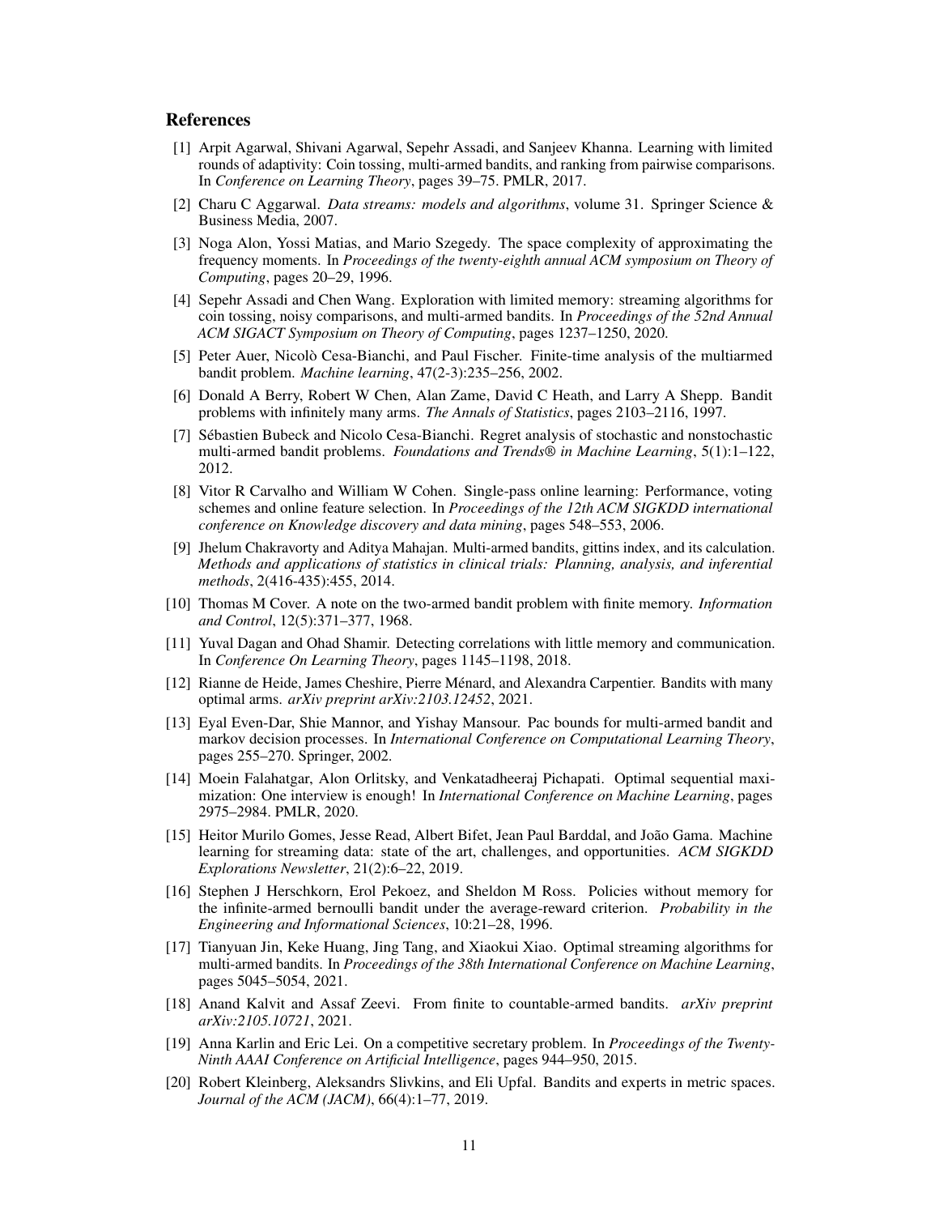## References

[1] Arpit Agarwal, Shivani Agarwal, Sepehr Assadi, and Sanjeev Khanna. Learning with limited rounds of adaptivity: Coin tossing, multi-armed bandits, and ranking from pairwise comparisons. In *Conference on Learning Theory*, pages 39–75. PMLR, 2017.

[2] Charu C Aggarwal. *Data streams: models and algorithms*, volume 31. Springer Science & Business Media, 2007.

[3] Noga Alon, Yossi Matias, and Mario Szegedy. The space complexity of approximating the frequency moments. In *Proceedings of the twenty-eighth annual ACM symposium on Theory of Computing*, pages 20–29, 1996.

[4] Sepehr Assadi and Chen Wang. Exploration with limited memory: streaming algorithms for coin tossing, noisy comparisons, and multi-armed bandits. In *Proceedings of the 52nd Annual ACM SIGACT Symposium on Theory of Computing*, pages 1237–1250, 2020.

[5] Peter Auer, Nicolò Cesa-Bianchi, and Paul Fischer. Finite-time analysis of the multiarmed bandit problem. *Machine learning*, 47(2-3):235–256, 2002.

[6] Donald A Berry, Robert W Chen, Alan Zame, David C Heath, and Larry A Shepp. Bandit problems with infinitely many arms. *The Annals of Statistics*, pages 2103–2116, 1997.

[7] Sébastien Bubeck and Nicolo Cesa-Bianchi. Regret analysis of stochastic and nonstochastic multi-armed bandit problems. *Foundations and Trends® in Machine Learning*, 5(1):1–122, 2012.

[8] Vitor R Carvalho and William W Cohen. Single-pass online learning: Performance, voting schemes and online feature selection. In *Proceedings of the 12th ACM SIGKDD international conference on Knowledge discovery and data mining*, pages 548–553, 2006.

[9] Jhelum Chakravorty and Aditya Mahajan. Multi-armed bandits, gittins index, and its calculation. *Methods and applications of statistics in clinical trials: Planning, analysis, and inferential methods*, 2(416-435):455, 2014.

[10] Thomas M Cover. A note on the two-armed bandit problem with finite memory. *Information and Control*, 12(5):371–377, 1968.

[11] Yuval Dagan and Ohad Shamir. Detecting correlations with little memory and communication. In *Conference On Learning Theory*, pages 1145–1198, 2018.

[12] Rianne de Heide, James Cheshire, Pierre Ménard, and Alexandra Carpentier. Bandits with many optimal arms. *arXiv preprint arXiv:2103.12452*, 2021.

[13] Eyal Even-Dar, Shie Mannor, and Yishay Mansour. Pac bounds for multi-armed bandit and markov decision processes. In *International Conference on Computational Learning Theory*, pages 255–270. Springer, 2002.

[14] Moein Falahatgar, Alon Orlitsky, and Venkatadheeraj Pichapati. Optimal sequential maximization: One interview is enough! In *International Conference on Machine Learning*, pages 2975–2984. PMLR, 2020.

[15] Heitor Murilo Gomes, Jesse Read, Albert Bifet, Jean Paul Barddal, and João Gama. Machine learning for streaming data: state of the art, challenges, and opportunities. *ACM SIGKDD Explorations Newsletter*, 21(2):6–22, 2019.

[16] Stephen J Herschkorn, Erol Pekoez, and Sheldon M Ross. Policies without memory for the infinite-armed bernoulli bandit under the average-reward criterion. *Probability in the Engineering and Informational Sciences*, 10:21–28, 1996.

[17] Tianyuan Jin, Keke Huang, Jing Tang, and Xiaokui Xiao. Optimal streaming algorithms for multi-armed bandits. In *Proceedings of the 38th International Conference on Machine Learning*, pages 5045–5054, 2021.

[18] Anand Kalvit and Assaf Zeevi. From finite to countable-armed bandits. *arXiv preprint arXiv:2105.10721*, 2021.

[19] Anna Karlin and Eric Lei. On a competitive secretary problem. In *Proceedings of the Twenty-Ninth AAAI Conference on Artificial Intelligence*, pages 944–950, 2015.

[20] Robert Kleinberg, Aleksandrs Slivkins, and Eli Upfal. Bandits and experts in metric spaces. *Journal of the ACM (JACM)*, 66(4):1–77, 2019.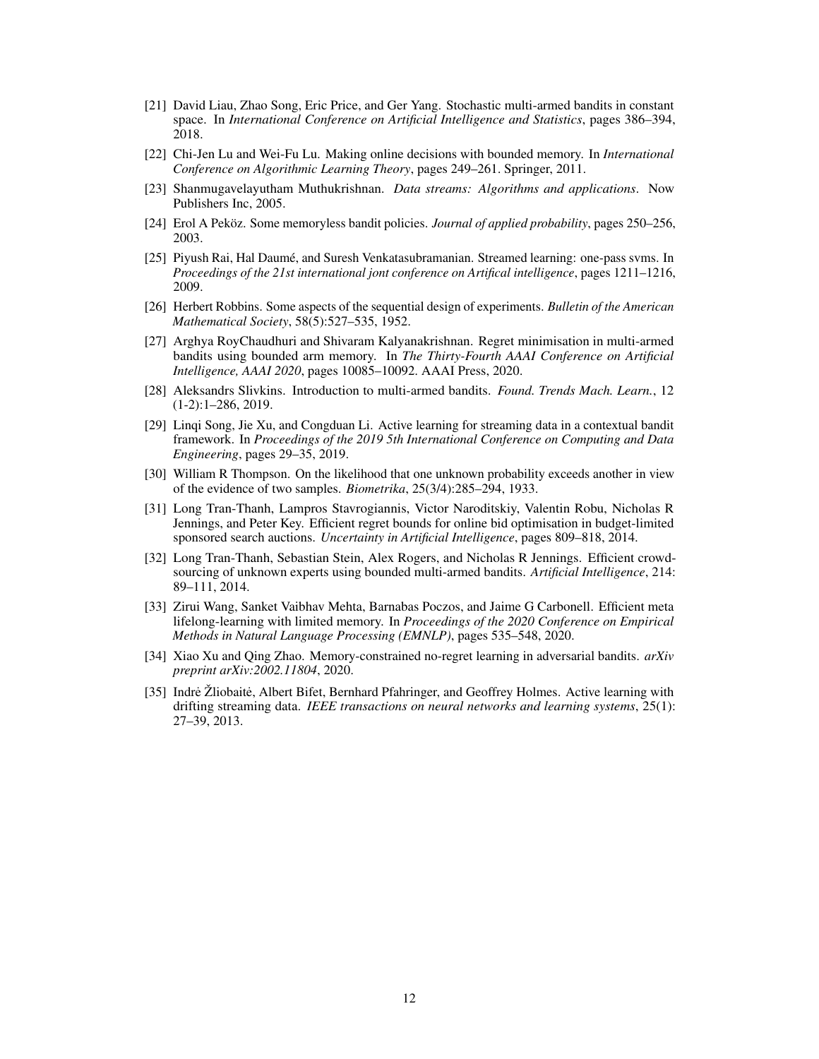[21] David Liau, Zhao Song, Eric Price, and Ger Yang. Stochastic multi-armed bandits in constant space. In *International Conference on Artificial Intelligence and Statistics*, pages 386–394, 2018.

[22] Chi-Jen Lu and Wei-Fu Lu. Making online decisions with bounded memory. In *International Conference on Algorithmic Learning Theory*, pages 249–261. Springer, 2011.

[23] Shanmugavelayutham Muthukrishnan. *Data streams: Algorithms and applications*. Now Publishers Inc, 2005.

[24] Erol A Peköz. Some memoryless bandit policies. *Journal of applied probability*, pages 250–256, 2003.

[25] Piyush Rai, Hal Daumé, and Suresh Venkatasubramanian. Streamed learning: one-pass svms. In *Proceedings of the 21st international jont conference on Artifical intelligence*, pages 1211–1216, 2009.

[26] Herbert Robbins. Some aspects of the sequential design of experiments. *Bulletin of the American Mathematical Society*, 58(5):527–535, 1952.

[27] Arghya RoyChaudhuri and Shivaram Kalyanakrishnan. Regret minimisation in multi-armed bandits using bounded arm memory. In *The Thirty-Fourth AAAI Conference on Artificial Intelligence, AAAI 2020*, pages 10085–10092. AAAI Press, 2020.

[28] Aleksandrs Slivkins. Introduction to multi-armed bandits. *Found. Trends Mach. Learn.*, 12 (1-2):1–286, 2019.

[29] Linqi Song, Jie Xu, and Congduan Li. Active learning for streaming data in a contextual bandit framework. In *Proceedings of the 2019 5th International Conference on Computing and Data Engineering*, pages 29–35, 2019.

[30] William R Thompson. On the likelihood that one unknown probability exceeds another in view of the evidence of two samples. *Biometrika*, 25(3/4):285–294, 1933.

[31] Long Tran-Thanh, Lampros Stavrogiannis, Victor Naroditskiy, Valentin Robu, Nicholas R Jennings, and Peter Key. Efficient regret bounds for online bid optimisation in budget-limited sponsored search auctions. *Uncertainty in Artificial Intelligence*, pages 809–818, 2014.

[32] Long Tran-Thanh, Sebastian Stein, Alex Rogers, and Nicholas R Jennings. Efficient crowdsourcing of unknown experts using bounded multi-armed bandits. *Artificial Intelligence*, 214: 89–111, 2014.

[33] Zirui Wang, Sanket Vaibhav Mehta, Barnabas Poczos, and Jaime G Carbonell. Efficient meta lifelong-learning with limited memory. In *Proceedings of the 2020 Conference on Empirical Methods in Natural Language Processing (EMNLP)*, pages 535–548, 2020.

[34] Xiao Xu and Qing Zhao. Memory-constrained no-regret learning in adversarial bandits. *arXiv preprint arXiv:2002.11804*, 2020.

[35] Indrė Žliobaitė, Albert Bifet, Bernhard Pfahringer, and Geoffrey Holmes. Active learning with drifting streaming data. *IEEE transactions on neural networks and learning systems*, 25(1): 27–39, 2013.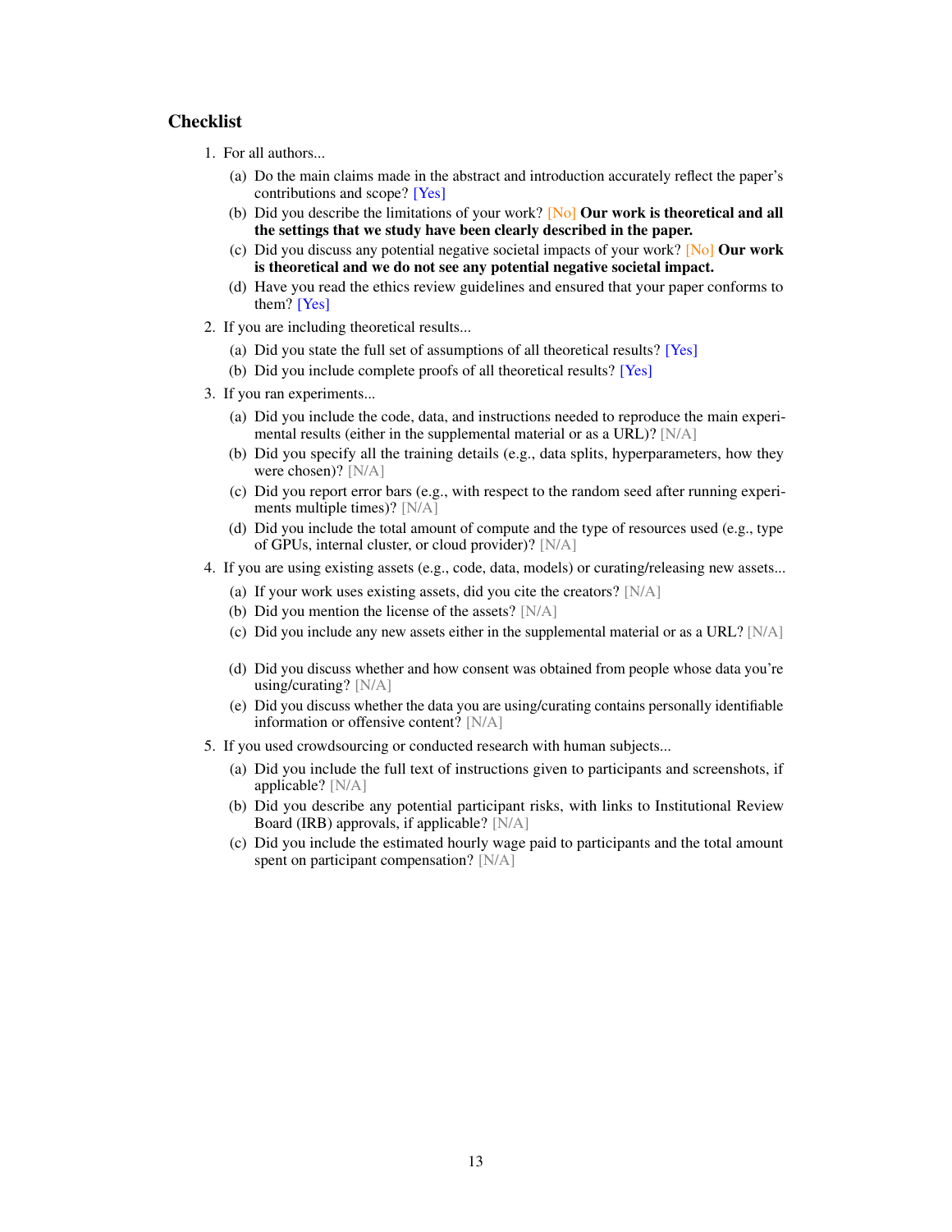## Checklist

1. For all authors...
   (a) Do the main claims made in the abstract and introduction accurately reflect the paper's contributions and scope? [Yes]
   (b) Did you describe the limitations of your work? [No] **Our work is theoretical and all the settings that we study have been clearly described in the paper.**
   (c) Did you discuss any potential negative societal impacts of your work? [No] **Our work is theoretical and we do not see any potential negative societal impact.**
   (d) Have you read the ethics review guidelines and ensured that your paper conforms to them? [Yes]
2. If you are including theoretical results...
   (a) Did you state the full set of assumptions of all theoretical results? [Yes]
   (b) Did you include complete proofs of all theoretical results? [Yes]
3. If you ran experiments...
   (a) Did you include the code, data, and instructions needed to reproduce the main experimental results (either in the supplemental material or as a URL)? [N/A]
   (b) Did you specify all the training details (e.g., data splits, hyperparameters, how they were chosen)? [N/A]
   (c) Did you report error bars (e.g., with respect to the random seed after running experiments multiple times)? [N/A]
   (d) Did you include the total amount of compute and the type of resources used (e.g., type of GPUs, internal cluster, or cloud provider)? [N/A]
4. If you are using existing assets (e.g., code, data, models) or curating/releasing new assets...
   (a) If your work uses existing assets, did you cite the creators? [N/A]
   (b) Did you mention the license of the assets? [N/A]
   (c) Did you include any new assets either in the supplemental material or as a URL? [N/A]
   (d) Did you discuss whether and how consent was obtained from people whose data you're using/curating? [N/A]
   (e) Did you discuss whether the data you are using/curating contains personally identifiable information or offensive content? [N/A]
5. If you used crowdsourcing or conducted research with human subjects...
   (a) Did you include the full text of instructions given to participants and screenshots, if applicable? [N/A]
   (b) Did you describe any potential participant risks, with links to Institutional Review Board (IRB) approvals, if applicable? [N/A]
   (c) Did you include the estimated hourly wage paid to participants and the total amount spent on participant compensation? [N/A]